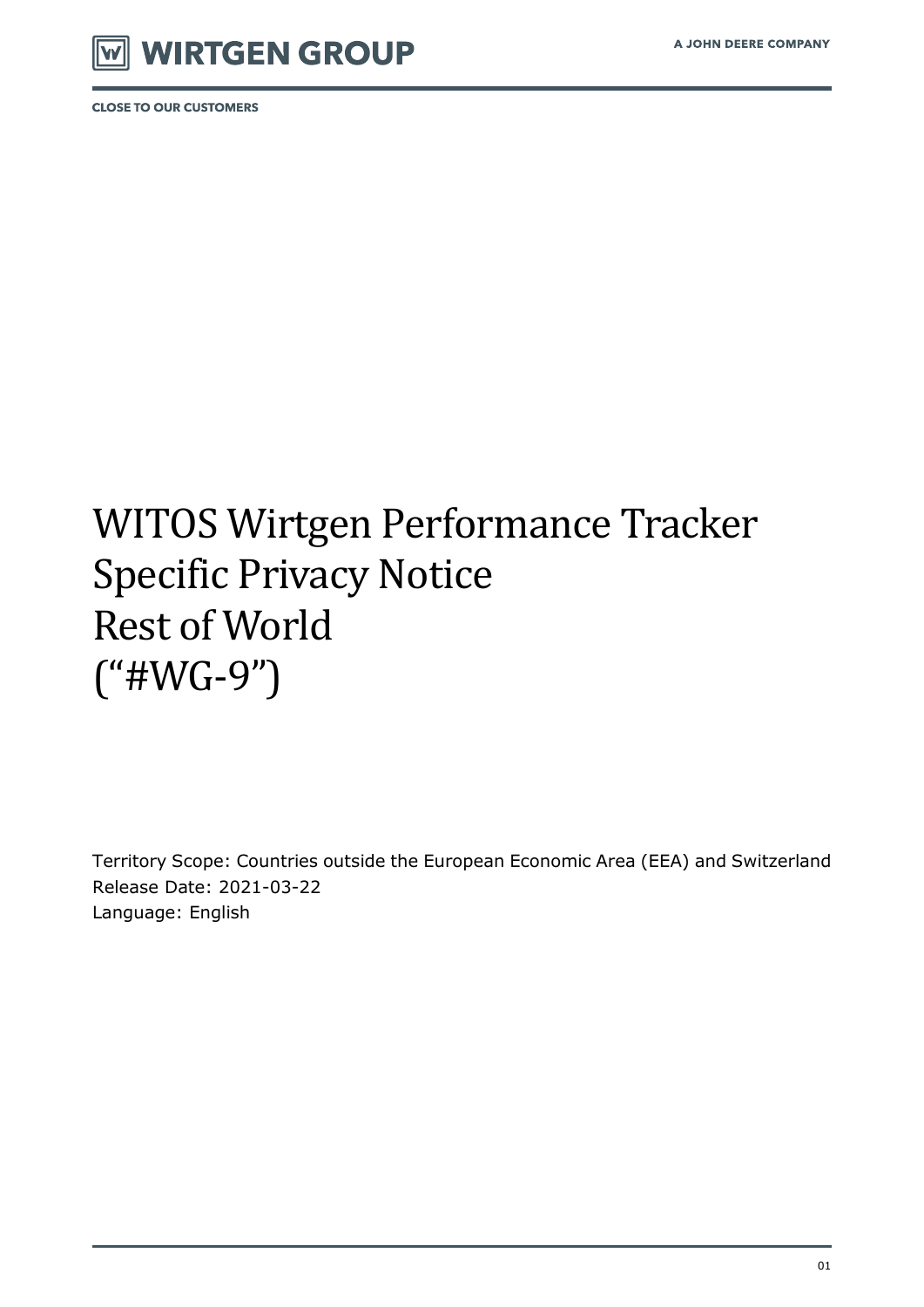WIRTGEN GROUP

A JOHN DEERE COMPANY

CLOSE TO OUR CUSTOMERS

# WITOS Wirtgen Performance Tracker Specific Privacy Notice Rest of World (“#WG-9”)

Territory Scope: Countries outside the European Economic Area (EEA) and Switzerland
Release Date: 2021-03-22
Language: English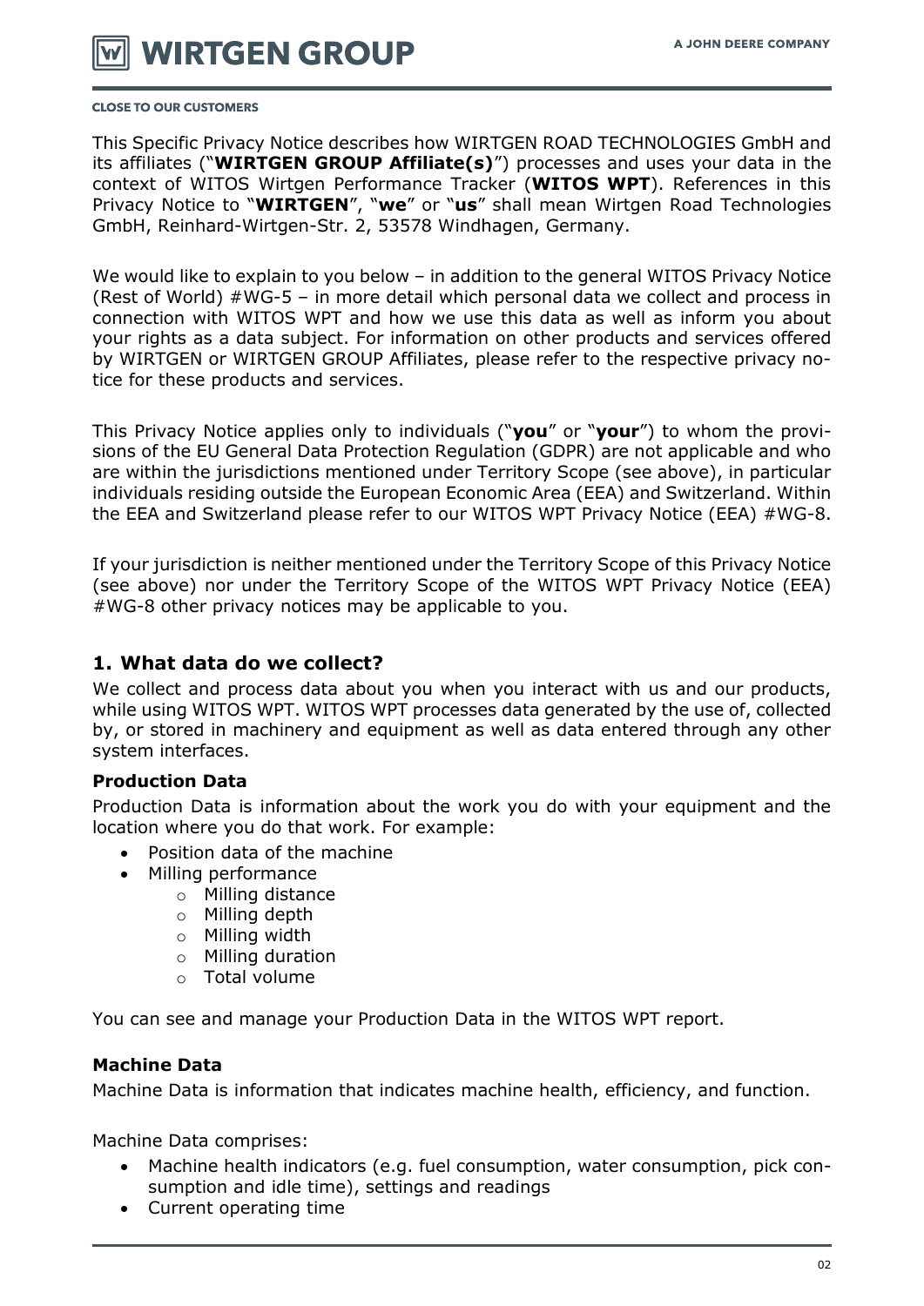This Specific Privacy Notice describes how WIRTGEN ROAD TECHNOLOGIES GmbH and its affiliates ("**WIRTGEN GROUP Affiliate(s)**") processes and uses your data in the context of WITOS Wirtgen Performance Tracker (**WITOS WPT**). References in this Privacy Notice to "**WIRTGEN**", "**we**" or "**us**" shall mean Wirtgen Road Technologies GmbH, Reinhard-Wirtgen-Str. 2, 53578 Windhagen, Germany.

We would like to explain to you below – in addition to the general WITOS Privacy Notice (Rest of World) #WG-5 – in more detail which personal data we collect and process in connection with WITOS WPT and how we use this data as well as inform you about your rights as a data subject. For information on other products and services offered by WIRTGEN or WIRTGEN GROUP Affiliates, please refer to the respective privacy notice for these products and services.

This Privacy Notice applies only to individuals ("**you**" or "**your**") to whom the provisions of the EU General Data Protection Regulation (GDPR) are not applicable and who are within the jurisdictions mentioned under Territory Scope (see above), in particular individuals residing outside the European Economic Area (EEA) and Switzerland. Within the EEA and Switzerland please refer to our WITOS WPT Privacy Notice (EEA) #WG-8.

If your jurisdiction is neither mentioned under the Territory Scope of this Privacy Notice (see above) nor under the Territory Scope of the WITOS WPT Privacy Notice (EEA) #WG-8 other privacy notices may be applicable to you.

## 1. What data do we collect?

We collect and process data about you when you interact with us and our products, while using WITOS WPT. WITOS WPT processes data generated by the use of, collected by, or stored in machinery and equipment as well as data entered through any other system interfaces.

### Production Data

Production Data is information about the work you do with your equipment and the location where you do that work. For example:

- Position data of the machine
- Milling performance
  - Milling distance
  - Milling depth
  - Milling width
  - Milling duration
  - Total volume

You can see and manage your Production Data in the WITOS WPT report.

### Machine Data

Machine Data is information that indicates machine health, efficiency, and function.

Machine Data comprises:

- Machine health indicators (e.g. fuel consumption, water consumption, pick consumption and idle time), settings and readings
- Current operating time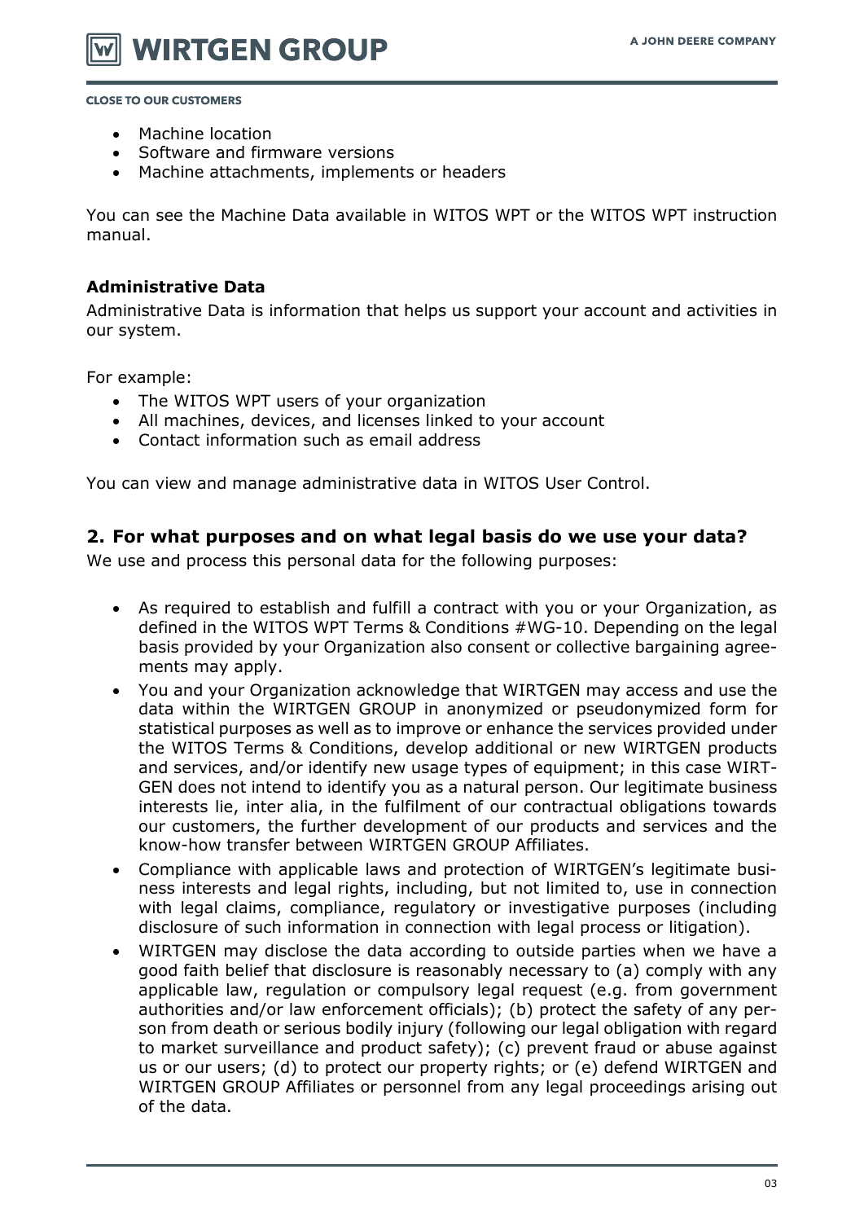- Machine location
- Software and firmware versions
- Machine attachments, implements or headers

You can see the Machine Data available in WITOS WPT or the WITOS WPT instruction manual.

**Administrative Data**

Administrative Data is information that helps us support your account and activities in our system.

For example:

- The WITOS WPT users of your organization
- All machines, devices, and licenses linked to your account
- Contact information such as email address

You can view and manage administrative data in WITOS User Control.

## 2. For what purposes and on what legal basis do we use your data?

We use and process this personal data for the following purposes:

- As required to establish and fulfill a contract with you or your Organization, as defined in the WITOS WPT Terms & Conditions #WG-10. Depending on the legal basis provided by your Organization also consent or collective bargaining agreements may apply.
- You and your Organization acknowledge that WIRTGEN may access and use the data within the WIRTGEN GROUP in anonymized or pseudonymized form for statistical purposes as well as to improve or enhance the services provided under the WITOS Terms & Conditions, develop additional or new WIRTGEN products and services, and/or identify new usage types of equipment; in this case WIRTGEN does not intend to identify you as a natural person. Our legitimate business interests lie, inter alia, in the fulfilment of our contractual obligations towards our customers, the further development of our products and services and the know-how transfer between WIRTGEN GROUP Affiliates.
- Compliance with applicable laws and protection of WIRTGEN's legitimate business interests and legal rights, including, but not limited to, use in connection with legal claims, compliance, regulatory or investigative purposes (including disclosure of such information in connection with legal process or litigation).
- WIRTGEN may disclose the data according to outside parties when we have a good faith belief that disclosure is reasonably necessary to (a) comply with any applicable law, regulation or compulsory legal request (e.g. from government authorities and/or law enforcement officials); (b) protect the safety of any person from death or serious bodily injury (following our legal obligation with regard to market surveillance and product safety); (c) prevent fraud or abuse against us or our users; (d) to protect our property rights; or (e) defend WIRTGEN and WIRTGEN GROUP Affiliates or personnel from any legal proceedings arising out of the data.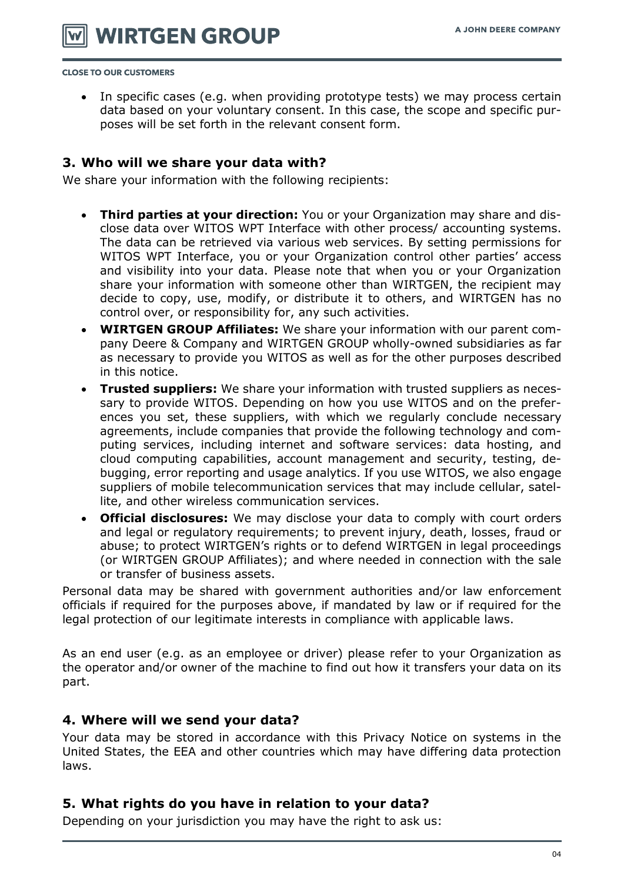- In specific cases (e.g. when providing prototype tests) we may process certain data based on your voluntary consent. In this case, the scope and specific purposes will be set forth in the relevant consent form.

## 3. Who will we share your data with?

We share your information with the following recipients:

- **Third parties at your direction:** You or your Organization may share and disclose data over WITOS WPT Interface with other process/ accounting systems. The data can be retrieved via various web services. By setting permissions for WITOS WPT Interface, you or your Organization control other parties' access and visibility into your data. Please note that when you or your Organization share your information with someone other than WIRTGEN, the recipient may decide to copy, use, modify, or distribute it to others, and WIRTGEN has no control over, or responsibility for, any such activities.
- **WIRTGEN GROUP Affiliates:** We share your information with our parent company Deere & Company and WIRTGEN GROUP wholly-owned subsidiaries as far as necessary to provide you WITOS as well as for the other purposes described in this notice.
- **Trusted suppliers:** We share your information with trusted suppliers as necessary to provide WITOS. Depending on how you use WITOS and on the preferences you set, these suppliers, with which we regularly conclude necessary agreements, include companies that provide the following technology and computing services, including internet and software services: data hosting, and cloud computing capabilities, account management and security, testing, debugging, error reporting and usage analytics. If you use WITOS, we also engage suppliers of mobile telecommunication services that may include cellular, satellite, and other wireless communication services.
- **Official disclosures:** We may disclose your data to comply with court orders and legal or regulatory requirements; to prevent injury, death, losses, fraud or abuse; to protect WIRTGEN's rights or to defend WIRTGEN in legal proceedings (or WIRTGEN GROUP Affiliates); and where needed in connection with the sale or transfer of business assets.

Personal data may be shared with government authorities and/or law enforcement officials if required for the purposes above, if mandated by law or if required for the legal protection of our legitimate interests in compliance with applicable laws.

As an end user (e.g. as an employee or driver) please refer to your Organization as the operator and/or owner of the machine to find out how it transfers your data on its part.

## 4. Where will we send your data?

Your data may be stored in accordance with this Privacy Notice on systems in the United States, the EEA and other countries which may have differing data protection laws.

## 5. What rights do you have in relation to your data?

Depending on your jurisdiction you may have the right to ask us: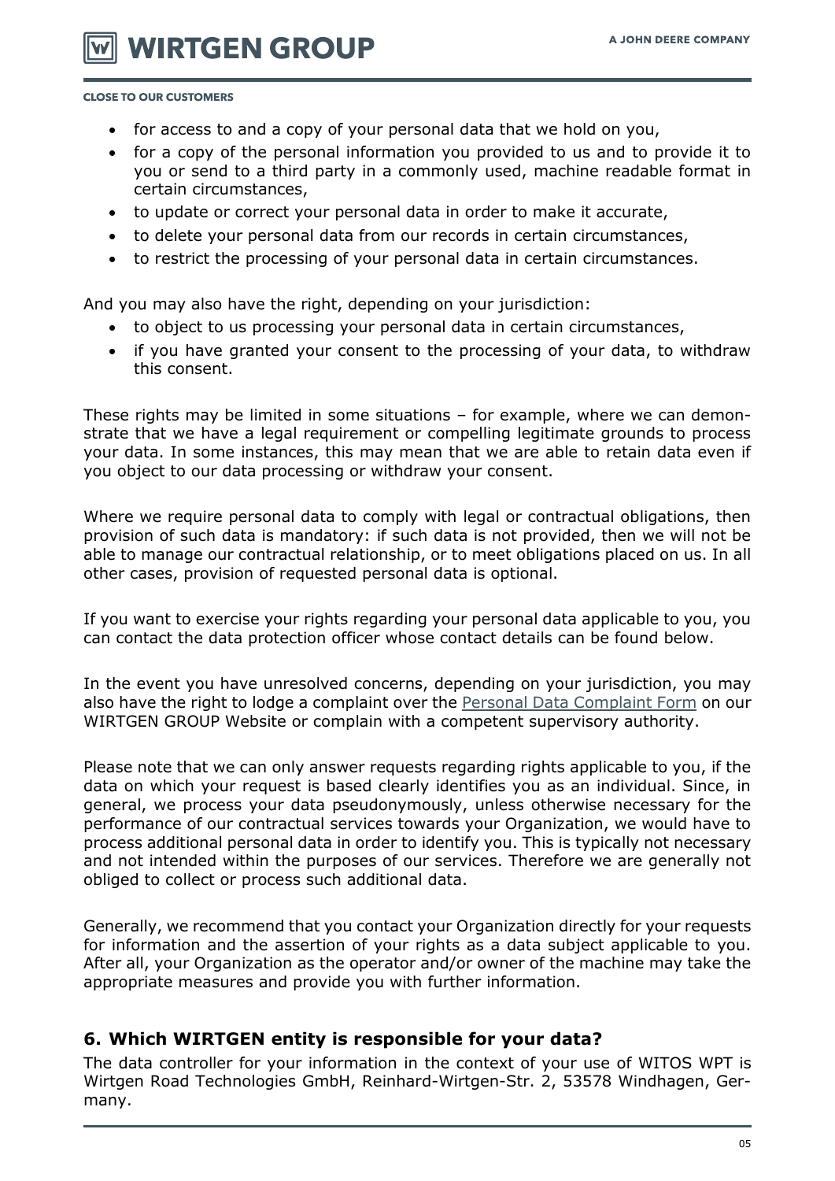- for access to and a copy of your personal data that we hold on you,
- for a copy of the personal information you provided to us and to provide it to you or send to a third party in a commonly used, machine readable format in certain circumstances,
- to update or correct your personal data in order to make it accurate,
- to delete your personal data from our records in certain circumstances,
- to restrict the processing of your personal data in certain circumstances.

And you may also have the right, depending on your jurisdiction:

- to object to us processing your personal data in certain circumstances,
- if you have granted your consent to the processing of your data, to withdraw this consent.

These rights may be limited in some situations – for example, where we can demonstrate that we have a legal requirement or compelling legitimate grounds to process your data. In some instances, this may mean that we are able to retain data even if you object to our data processing or withdraw your consent.

Where we require personal data to comply with legal or contractual obligations, then provision of such data is mandatory: if such data is not provided, then we will not be able to manage our contractual relationship, or to meet obligations placed on us. In all other cases, provision of requested personal data is optional.

If you want to exercise your rights regarding your personal data applicable to you, you can contact the data protection officer whose contact details can be found below.

In the event you have unresolved concerns, depending on your jurisdiction, you may also have the right to lodge a complaint over the Personal Data Complaint Form on our WIRTGEN GROUP Website or complain with a competent supervisory authority.

Please note that we can only answer requests regarding rights applicable to you, if the data on which your request is based clearly identifies you as an individual. Since, in general, we process your data pseudonymously, unless otherwise necessary for the performance of our contractual services towards your Organization, we would have to process additional personal data in order to identify you. This is typically not necessary and not intended within the purposes of our services. Therefore we are generally not obliged to collect or process such additional data.

Generally, we recommend that you contact your Organization directly for your requests for information and the assertion of your rights as a data subject applicable to you. After all, your Organization as the operator and/or owner of the machine may take the appropriate measures and provide you with further information.

## 6. Which WIRTGEN entity is responsible for your data?

The data controller for your information in the context of your use of WITOS WPT is Wirtgen Road Technologies GmbH, Reinhard-Wirtgen-Str. 2, 53578 Windhagen, Germany.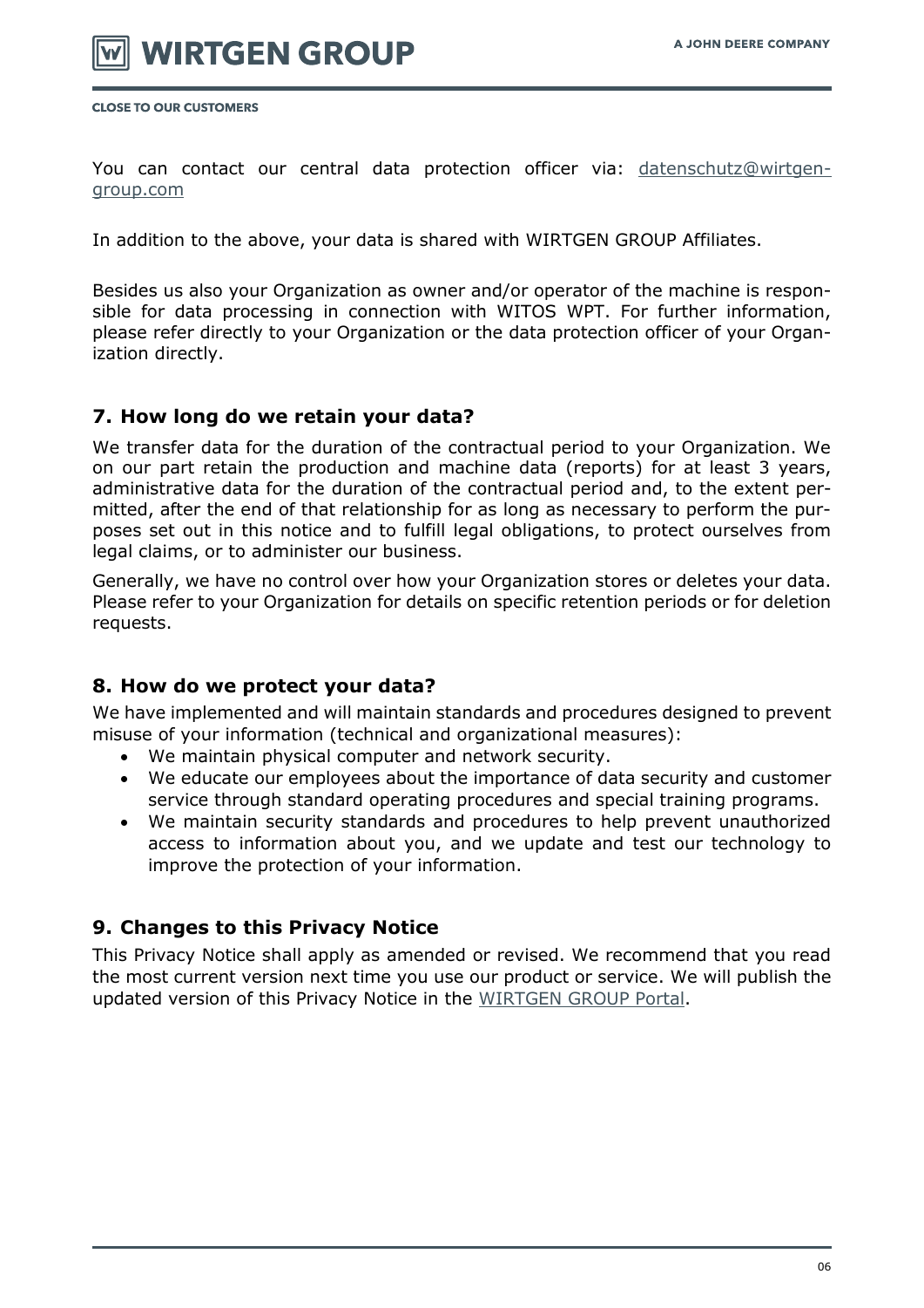You can contact our central data protection officer via: [datenschutz@wirtgen-group.com](mailto:datenschutz@wirtgen-group.com)

In addition to the above, your data is shared with WIRTGEN GROUP Affiliates.

Besides us also your Organization as owner and/or operator of the machine is responsible for data processing in connection with WITOS WPT. For further information, please refer directly to your Organization or the data protection officer of your Organization directly.

## 7. How long do we retain your data?

We transfer data for the duration of the contractual period to your Organization. We on our part retain the production and machine data (reports) for at least 3 years, administrative data for the duration of the contractual period and, to the extent permitted, after the end of that relationship for as long as necessary to perform the purposes set out in this notice and to fulfill legal obligations, to protect ourselves from legal claims, or to administer our business.

Generally, we have no control over how your Organization stores or deletes your data. Please refer to your Organization for details on specific retention periods or for deletion requests.

## 8. How do we protect your data?

We have implemented and will maintain standards and procedures designed to prevent misuse of your information (technical and organizational measures):

- We maintain physical computer and network security.
- We educate our employees about the importance of data security and customer service through standard operating procedures and special training programs.
- We maintain security standards and procedures to help prevent unauthorized access to information about you, and we update and test our technology to improve the protection of your information.

## 9. Changes to this Privacy Notice

This Privacy Notice shall apply as amended or revised. We recommend that you read the most current version next time you use our product or service. We will publish the updated version of this Privacy Notice in the WIRTGEN GROUP Portal.